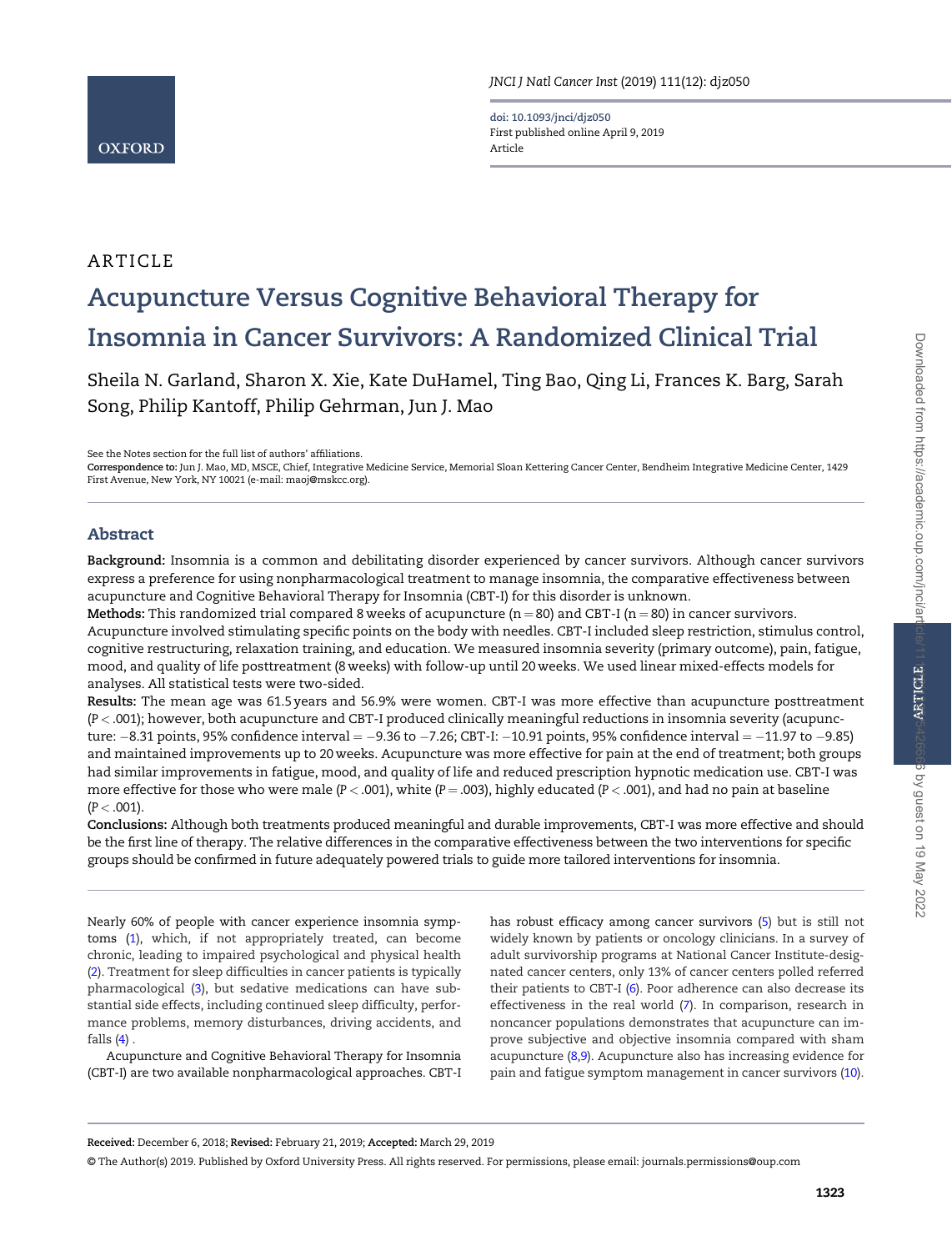ARTICLE

# Acupuncture Versus Cognitive Behavioral Therapy for Insomnia in Cancer Survivors: A Randomized Clinical Trial

Sheila N. Garland, Sharon X. Xie, Kate DuHamel, Ting Bao, Qing Li, Frances K. Barg, Sarah Song, Philip Kantoff, Philip Gehrman, Jun J. Mao

See the Notes section for the full list of authors' affiliations.
**Correspondence to:** Jun J. Mao, MD, MSCE, Chief, Integrative Medicine Service, Memorial Sloan Kettering Cancer Center, Bendheim Integrative Medicine Center, 1429 First Avenue, New York, NY 10021 (e-mail: maoj@mskcc.org).

## Abstract

**Background:** Insomnia is a common and debilitating disorder experienced by cancer survivors. Although cancer survivors express a preference for using nonpharmacological treatment to manage insomnia, the comparative effectiveness between acupuncture and Cognitive Behavioral Therapy for Insomnia (CBT-I) for this disorder is unknown.

**Methods:** This randomized trial compared 8 weeks of acupuncture (n = 80) and CBT-I (n = 80) in cancer survivors. Acupuncture involved stimulating specific points on the body with needles. CBT-I included sleep restriction, stimulus control, cognitive restructuring, relaxation training, and education. We measured insomnia severity (primary outcome), pain, fatigue, mood, and quality of life posttreatment (8 weeks) with follow-up until 20 weeks. We used linear mixed-effects models for analyses. All statistical tests were two-sided.

**Results:** The mean age was 61.5 years and 56.9% were women. CBT-I was more effective than acupuncture posttreatment ($P < .001$); however, both acupuncture and CBT-I produced clinically meaningful reductions in insomnia severity (acupuncture: −8.31 points, 95% confidence interval = −9.36 to −7.26; CBT-I: −10.91 points, 95% confidence interval = −11.97 to −9.85) and maintained improvements up to 20 weeks. Acupuncture was more effective for pain at the end of treatment; both groups had similar improvements in fatigue, mood, and quality of life and reduced prescription hypnotic medication use. CBT-I was more effective for those who were male ($P < .001$), white ($P = .003$), highly educated ($P < .001$), and had no pain at baseline ($P < .001$).

**Conclusions:** Although both treatments produced meaningful and durable improvements, CBT-I was more effective and should be the first line of therapy. The relative differences in the comparative effectiveness between the two interventions for specific groups should be confirmed in future adequately powered trials to guide more tailored interventions for insomnia.

Nearly 60% of people with cancer experience insomnia symptoms (1), which, if not appropriately treated, can become chronic, leading to impaired psychological and physical health (2). Treatment for sleep difficulties in cancer patients is typically pharmacological (3), but sedative medications can have substantial side effects, including continued sleep difficulty, performance problems, memory disturbances, driving accidents, and falls (4) .

Acupuncture and Cognitive Behavioral Therapy for Insomnia (CBT-I) are two available nonpharmacological approaches. CBT-I has robust efficacy among cancer survivors (5) but is still not widely known by patients or oncology clinicians. In a survey of adult survivorship programs at National Cancer Institute-designated cancer centers, only 13% of cancer centers polled referred their patients to CBT-I (6). Poor adherence can also decrease its effectiveness in the real world (7). In comparison, research in noncancer populations demonstrates that acupuncture can improve subjective and objective insomnia compared with sham acupuncture (8,9). Acupuncture also has increasing evidence for pain and fatigue symptom management in cancer survivors (10).

**Received:** December 6, 2018; **Revised:** February 21, 2019; **Accepted:** March 29, 2019

© The Author(s) 2019. Published by Oxford University Press. All rights reserved. For permissions, please email: journals.permissions@oup.com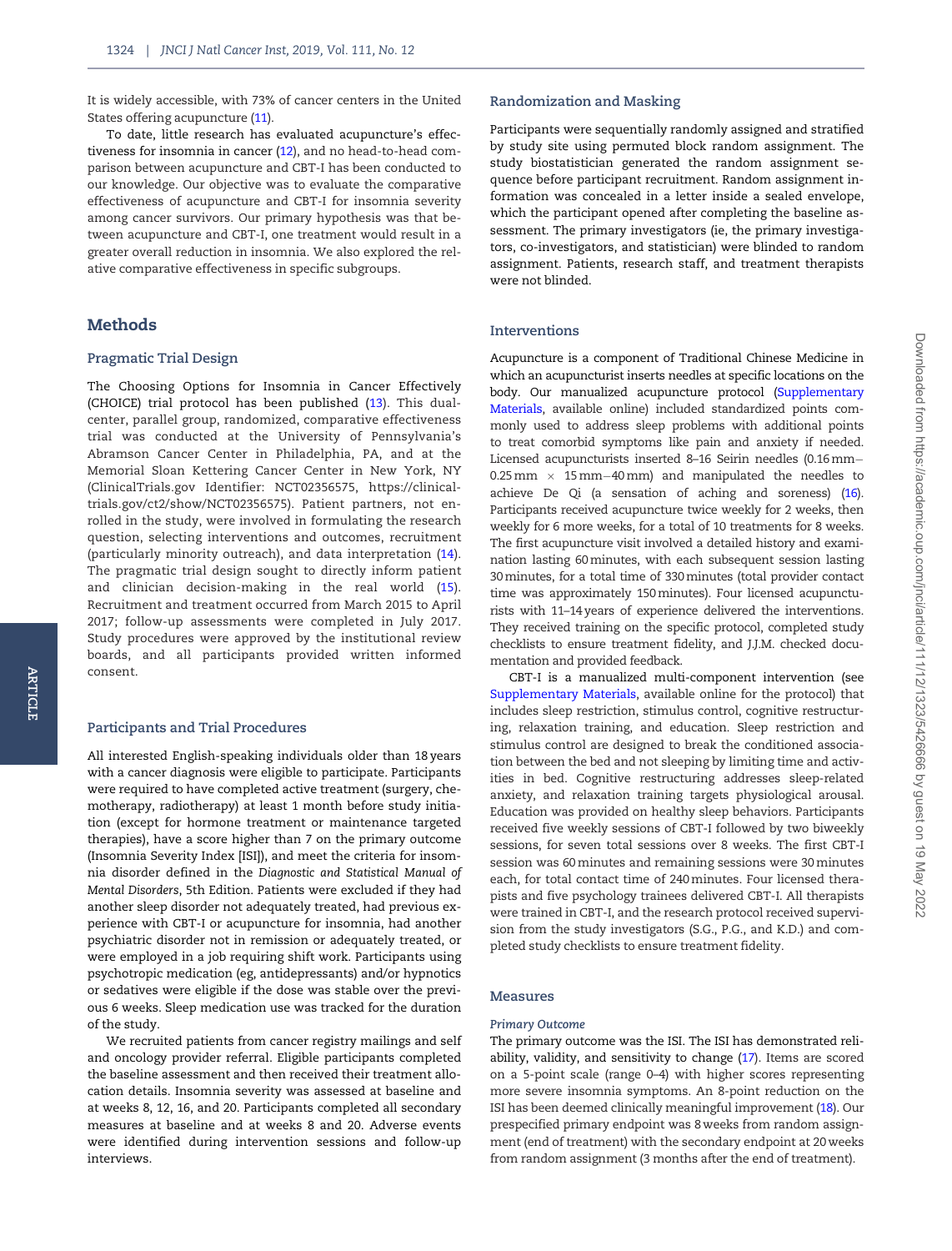It is widely accessible, with 73% of cancer centers in the United States offering acupuncture (11).

To date, little research has evaluated acupuncture's effectiveness for insomnia in cancer (12), and no head-to-head comparison between acupuncture and CBT-I has been conducted to our knowledge. Our objective was to evaluate the comparative effectiveness of acupuncture and CBT-I for insomnia severity among cancer survivors. Our primary hypothesis was that between acupuncture and CBT-I, one treatment would result in a greater overall reduction in insomnia. We also explored the relative comparative effectiveness in specific subgroups.

## Methods

### Pragmatic Trial Design

The Choosing Options for Insomnia in Cancer Effectively (CHOICE) trial protocol has been published (13). This dual-center, parallel group, randomized, comparative effectiveness trial was conducted at the University of Pennsylvania's Abramson Cancer Center in Philadelphia, PA, and at the Memorial Sloan Kettering Cancer Center in New York, NY (ClinicalTrials.gov Identifier: NCT02356575, https://clinicaltrials.gov/ct2/show/NCT02356575). Patient partners, not enrolled in the study, were involved in formulating the research question, selecting interventions and outcomes, recruitment (particularly minority outreach), and data interpretation (14). The pragmatic trial design sought to directly inform patient and clinician decision-making in the real world (15). Recruitment and treatment occurred from March 2015 to April 2017; follow-up assessments were completed in July 2017. Study procedures were approved by the institutional review boards, and all participants provided written informed consent.

### Participants and Trial Procedures

All interested English-speaking individuals older than 18 years with a cancer diagnosis were eligible to participate. Participants were required to have completed active treatment (surgery, chemotherapy, radiotherapy) at least 1 month before study initiation (except for hormone treatment or maintenance targeted therapies), have a score higher than 7 on the primary outcome (Insomnia Severity Index [ISI]), and meet the criteria for insomnia disorder defined in the *Diagnostic and Statistical Manual of Mental Disorders*, 5th Edition. Patients were excluded if they had another sleep disorder not adequately treated, had previous experience with CBT-I or acupuncture for insomnia, had another psychiatric disorder not in remission or adequately treated, or were employed in a job requiring shift work. Participants using psychotropic medication (eg, antidepressants) and/or hypnotics or sedatives were eligible if the dose was stable over the previous 6 weeks. Sleep medication use was tracked for the duration of the study.

We recruited patients from cancer registry mailings and self and oncology provider referral. Eligible participants completed the baseline assessment and then received their treatment allocation details. Insomnia severity was assessed at baseline and at weeks 8, 12, 16, and 20. Participants completed all secondary measures at baseline and at weeks 8 and 20. Adverse events were identified during intervention sessions and follow-up interviews.

### Randomization and Masking

Participants were sequentially randomly assigned and stratified by study site using permuted block random assignment. The study biostatistician generated the random assignment sequence before participant recruitment. Random assignment information was concealed in a letter inside a sealed envelope, which the participant opened after completing the baseline assessment. The primary investigators (ie, the primary investigators, co-investigators, and statistician) were blinded to random assignment. Patients, research staff, and treatment therapists were not blinded.

### Interventions

Acupuncture is a component of Traditional Chinese Medicine in which an acupuncturist inserts needles at specific locations on the body. Our manualized acupuncture protocol (Supplementary Materials, available online) included standardized points commonly used to address sleep problems with additional points to treat comorbid symptoms like pain and anxiety if needed. Licensed acupuncturists inserted 8–16 Seirin needles (0.16 mm–0.25 mm × 15 mm–40 mm) and manipulated the needles to achieve De Qi (a sensation of aching and soreness) (16). Participants received acupuncture twice weekly for 2 weeks, then weekly for 6 more weeks, for a total of 10 treatments for 8 weeks. The first acupuncture visit involved a detailed history and examination lasting 60 minutes, with each subsequent session lasting 30 minutes, for a total time of 330 minutes (total provider contact time was approximately 150 minutes). Four licensed acupuncturists with 11–14 years of experience delivered the interventions. They received training on the specific protocol, completed study checklists to ensure treatment fidelity, and J.J.M. checked documentation and provided feedback.

CBT-I is a manualized multi-component intervention (see Supplementary Materials, available online for the protocol) that includes sleep restriction, stimulus control, cognitive restructuring, relaxation training, and education. Sleep restriction and stimulus control are designed to break the conditioned association between the bed and not sleeping by limiting time and activities in bed. Cognitive restructuring addresses sleep-related anxiety, and relaxation training targets physiological arousal. Education was provided on healthy sleep behaviors. Participants received five weekly sessions of CBT-I followed by two biweekly sessions, for seven total sessions over 8 weeks. The first CBT-I session was 60 minutes and remaining sessions were 30 minutes each, for total contact time of 240 minutes. Four licensed therapists and five psychology trainees delivered CBT-I. All therapists were trained in CBT-I, and the research protocol received supervision from the study investigators (S.G., P.G., and K.D.) and completed study checklists to ensure treatment fidelity.

### Measures

#### *Primary Outcome*

The primary outcome was the ISI. The ISI has demonstrated reliability, validity, and sensitivity to change (17). Items are scored on a 5-point scale (range 0–4) with higher scores representing more severe insomnia symptoms. An 8-point reduction on the ISI has been deemed clinically meaningful improvement (18). Our prespecified primary endpoint was 8 weeks from random assignment (end of treatment) with the secondary endpoint at 20 weeks from random assignment (3 months after the end of treatment).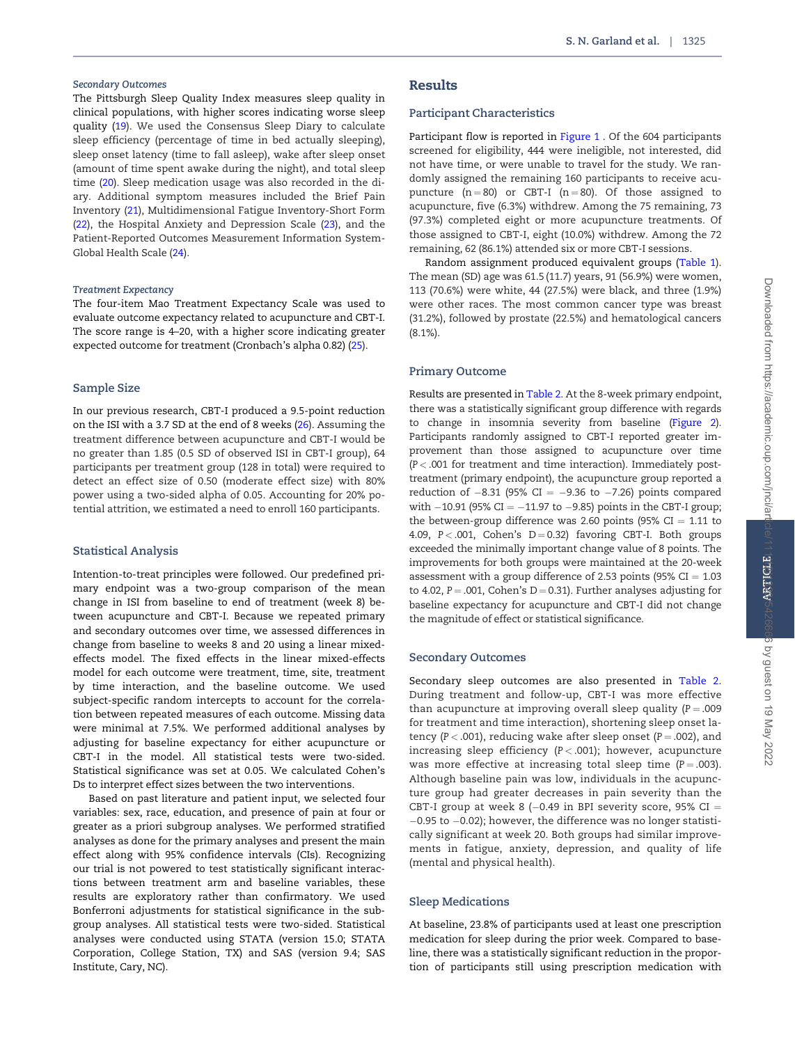*Secondary Outcomes*

The Pittsburgh Sleep Quality Index measures sleep quality in clinical populations, with higher scores indicating worse sleep quality (19). We used the Consensus Sleep Diary to calculate sleep efficiency (percentage of time in bed actually sleeping), sleep onset latency (time to fall asleep), wake after sleep onset (amount of time spent awake during the night), and total sleep time (20). Sleep medication usage was also recorded in the diary. Additional symptom measures included the Brief Pain Inventory (21), Multidimensional Fatigue Inventory-Short Form (22), the Hospital Anxiety and Depression Scale (23), and the Patient-Reported Outcomes Measurement Information System-Global Health Scale (24).

*Treatment Expectancy*

The four-item Mao Treatment Expectancy Scale was used to evaluate outcome expectancy related to acupuncture and CBT-I. The score range is 4–20, with a higher score indicating greater expected outcome for treatment (Cronbach's alpha 0.82) (25).

### Sample Size

In our previous research, CBT-I produced a 9.5-point reduction on the ISI with a 3.7 SD at the end of 8 weeks (26). Assuming the treatment difference between acupuncture and CBT-I would be no greater than 1.85 (0.5 SD of observed ISI in CBT-I group), 64 participants per treatment group (128 in total) were required to detect an effect size of 0.50 (moderate effect size) with 80% power using a two-sided alpha of 0.05. Accounting for 20% potential attrition, we estimated a need to enroll 160 participants.

### Statistical Analysis

Intention-to-treat principles were followed. Our predefined primary endpoint was a two-group comparison of the mean change in ISI from baseline to end of treatment (week 8) between acupuncture and CBT-I. Because we repeated primary and secondary outcomes over time, we assessed differences in change from baseline to weeks 8 and 20 using a linear mixed-effects model. The fixed effects in the linear mixed-effects model for each outcome were treatment, time, site, treatment by time interaction, and the baseline outcome. We used subject-specific random intercepts to account for the correlation between repeated measures of each outcome. Missing data were minimal at 7.5%. We performed additional analyses by adjusting for baseline expectancy for either acupuncture or CBT-I in the model. All statistical tests were two-sided. Statistical significance was set at 0.05. We calculated Cohen's Ds to interpret effect sizes between the two interventions.

Based on past literature and patient input, we selected four variables: sex, race, education, and presence of pain at four or greater as a priori subgroup analyses. We performed stratified analyses as done for the primary analyses and present the main effect along with 95% confidence intervals (CIs). Recognizing our trial is not powered to test statistically significant interactions between treatment arm and baseline variables, these results are exploratory rather than confirmatory. We used Bonferroni adjustments for statistical significance in the subgroup analyses. All statistical tests were two-sided. Statistical analyses were conducted using STATA (version 15.0; STATA Corporation, College Station, TX) and SAS (version 9.4; SAS Institute, Cary, NC).

## Results

### Participant Characteristics

Participant flow is reported in Figure 1 . Of the 604 participants screened for eligibility, 444 were ineligible, not interested, did not have time, or were unable to travel for the study. We randomly assigned the remaining 160 participants to receive acupuncture (n = 80) or CBT-I (n = 80). Of those assigned to acupuncture, five (6.3%) withdrew. Among the 75 remaining, 73 (97.3%) completed eight or more acupuncture treatments. Of those assigned to CBT-I, eight (10.0%) withdrew. Among the 72 remaining, 62 (86.1%) attended six or more CBT-I sessions.

Random assignment produced equivalent groups (Table 1). The mean (SD) age was 61.5 (11.7) years, 91 (56.9%) were women, 113 (70.6%) were white, 44 (27.5%) were black, and three (1.9%) were other races. The most common cancer type was breast (31.2%), followed by prostate (22.5%) and hematological cancers (8.1%).

### Primary Outcome

Results are presented in Table 2. At the 8-week primary endpoint, there was a statistically significant group difference with regards to change in insomnia severity from baseline (Figure 2). Participants randomly assigned to CBT-I reported greater improvement than those assigned to acupuncture over time ($P < .001$ for treatment and time interaction). Immediately post-treatment (primary endpoint), the acupuncture group reported a reduction of −8.31 (95% CI = −9.36 to −7.26) points compared with −10.91 (95% CI = −11.97 to −9.85) points in the CBT-I group; the between-group difference was 2.60 points (95% CI = 1.11 to 4.09, $P < .001$, Cohen's D = 0.32) favoring CBT-I. Both groups exceeded the minimally important change value of 8 points. The improvements for both groups were maintained at the 20-week assessment with a group difference of 2.53 points (95% CI = 1.03 to 4.02, $P = .001$, Cohen's D = 0.31). Further analyses adjusting for baseline expectancy for acupuncture and CBT-I did not change the magnitude of effect or statistical significance.

### Secondary Outcomes

Secondary sleep outcomes are also presented in Table 2. During treatment and follow-up, CBT-I was more effective than acupuncture at improving overall sleep quality ($P = .009$ for treatment and time interaction), shortening sleep onset latency ($P < .001$), reducing wake after sleep onset ($P = .002$), and increasing sleep efficiency ($P < .001$); however, acupuncture was more effective at increasing total sleep time ($P = .003$). Although baseline pain was low, individuals in the acupuncture group had greater decreases in pain severity than the CBT-I group at week 8 (−0.49 in BPI severity score, 95% CI = −0.95 to −0.02); however, the difference was no longer statistically significant at week 20. Both groups had similar improvements in fatigue, anxiety, depression, and quality of life (mental and physical health).

### Sleep Medications

At baseline, 23.8% of participants used at least one prescription medication for sleep during the prior week. Compared to baseline, there was a statistically significant reduction in the proportion of participants still using prescription medication with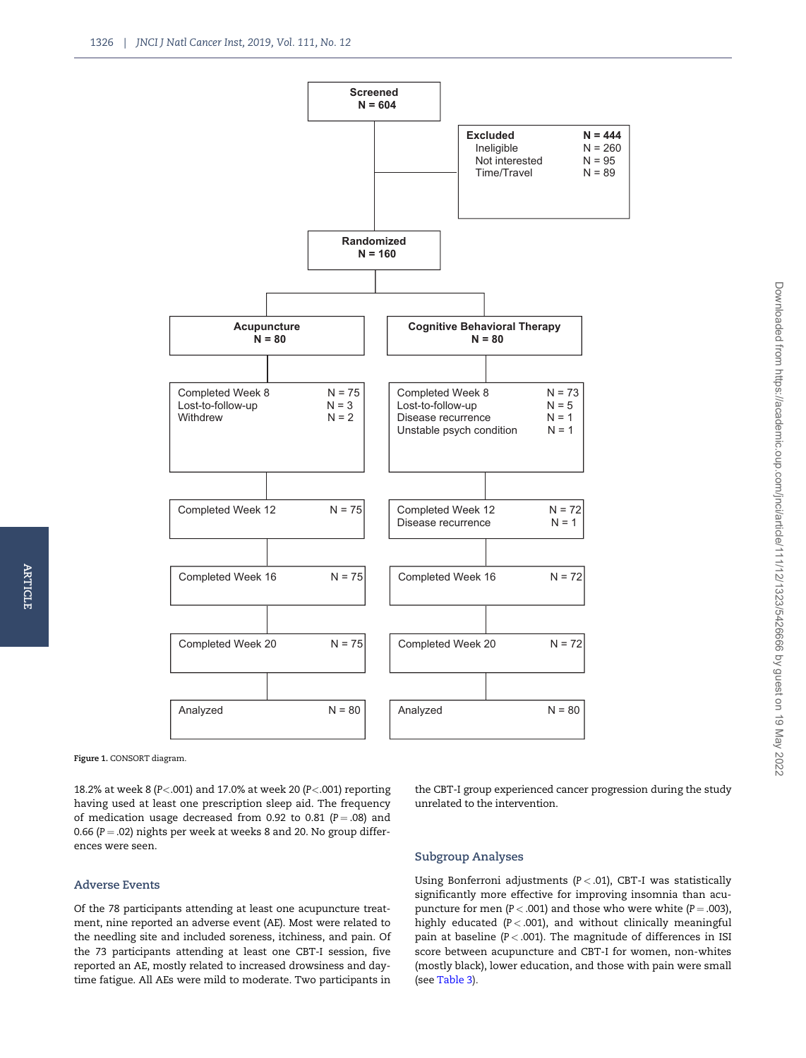Figure 1. CONSORT diagram.

18.2% at week 8 ($P<.001$) and 17.0% at week 20 ($P<.001$) reporting having used at least one prescription sleep aid. The frequency of medication usage decreased from 0.92 to 0.81 ($P = .08$) and 0.66 ($P = .02$) nights per week at weeks 8 and 20. No group differences were seen.

## Adverse Events

Of the 78 participants attending at least one acupuncture treatment, nine reported an adverse event (AE). Most were related to the needling site and included soreness, itchiness, and pain. Of the 73 participants attending at least one CBT-I session, five reported an AE, mostly related to increased drowsiness and daytime fatigue. All AEs were mild to moderate. Two participants in the CBT-I group experienced cancer progression during the study unrelated to the intervention.

## Subgroup Analyses

Using Bonferroni adjustments ($P < .01$), CBT-I was statistically significantly more effective for improving insomnia than acupuncture for men ($P < .001$) and those who were white ($P = .003$), highly educated ($P < .001$), and without clinically meaningful pain at baseline ($P < .001$). The magnitude of differences in ISI score between acupuncture and CBT-I for women, non-whites (mostly black), lower education, and those with pain were small (see Table 3).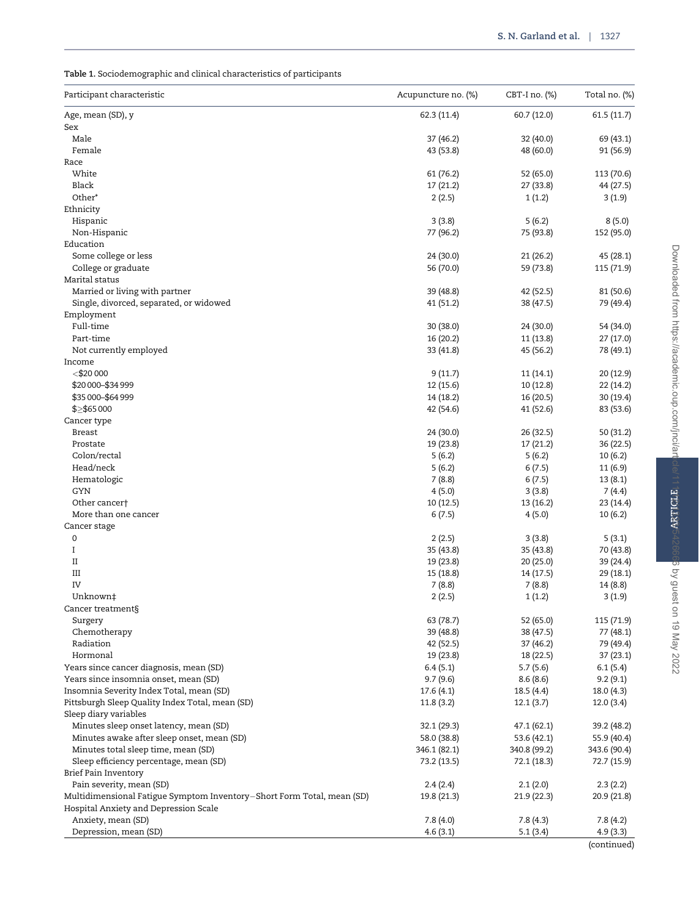**Table 1.** Sociodemographic and clinical characteristics of participants

| Participant characteristic | Acupuncture no. (%) | CBT-I no. (%) | Total no. (%) |
|---|---|---|---|
| Age, mean (SD), y | 62.3 (11.4) | 60.7 (12.0) | 61.5 (11.7) |
| Sex | | | |
| Male | 37 (46.2) | 32 (40.0) | 69 (43.1) |
| Female | 43 (53.8) | 48 (60.0) | 91 (56.9) |
| Race | | | |
| White | 61 (76.2) | 52 (65.0) | 113 (70.6) |
| Black | 17 (21.2) | 27 (33.8) | 44 (27.5) |
| Other* | 2 (2.5) | 1 (1.2) | 3 (1.9) |
| Ethnicity | | | |
| Hispanic | 3 (3.8) | 5 (6.2) | 8 (5.0) |
| Non-Hispanic | 77 (96.2) | 75 (93.8) | 152 (95.0) |
| Education | | | |
| Some college or less | 24 (30.0) | 21 (26.2) | 45 (28.1) |
| College or graduate | 56 (70.0) | 59 (73.8) | 115 (71.9) |
| Marital status | | | |
| Married or living with partner | 39 (48.8) | 42 (52.5) | 81 (50.6) |
| Single, divorced, separated, or widowed | 41 (51.2) | 38 (47.5) | 79 (49.4) |
| Employment | | | |
| Full-time | 30 (38.0) | 24 (30.0) | 54 (34.0) |
| Part-time | 16 (20.2) | 11 (13.8) | 27 (17.0) |
| Not currently employed | 33 (41.8) | 45 (56.2) | 78 (49.1) |
| Income | | | |
| <$20 000 | 9 (11.7) | 11 (14.1) | 20 (12.9) |
| $20 000–$34 999 | 12 (15.6) | 10 (12.8) | 22 (14.2) |
| $35 000–$64 999 | 14 (18.2) | 16 (20.5) | 30 (19.4) |
| $≥$65 000 | 42 (54.6) | 41 (52.6) | 83 (53.6) |
| Cancer type | | | |
| Breast | 24 (30.0) | 26 (32.5) | 50 (31.2) |
| Prostate | 19 (23.8) | 17 (21.2) | 36 (22.5) |
| Colon/rectal | 5 (6.2) | 5 (6.2) | 10 (6.2) |
| Head/neck | 5 (6.2) | 6 (7.5) | 11 (6.9) |
| Hematologic | 7 (8.8) | 6 (7.5) | 13 (8.1) |
| GYN | 4 (5.0) | 3 (3.8) | 7 (4.4) |
| Other cancer† | 10 (12.5) | 13 (16.2) | 23 (14.4) |
| More than one cancer | 6 (7.5) | 4 (5.0) | 10 (6.2) |
| Cancer stage | | | |
| 0 | 2 (2.5) | 3 (3.8) | 5 (3.1) |
| I | 35 (43.8) | 35 (43.8) | 70 (43.8) |
| II | 19 (23.8) | 20 (25.0) | 39 (24.4) |
| III | 15 (18.8) | 14 (17.5) | 29 (18.1) |
| IV | 7 (8.8) | 7 (8.8) | 14 (8.8) |
| Unknown‡ | 2 (2.5) | 1 (1.2) | 3 (1.9) |
| Cancer treatment§ | | | |
| Surgery | 63 (78.7) | 52 (65.0) | 115 (71.9) |
| Chemotherapy | 39 (48.8) | 38 (47.5) | 77 (48.1) |
| Radiation | 42 (52.5) | 37 (46.2) | 79 (49.4) |
| Hormonal | 19 (23.8) | 18 (22.5) | 37 (23.1) |
| Years since cancer diagnosis, mean (SD) | 6.4 (5.1) | 5.7 (5.6) | 6.1 (5.4) |
| Years since insomnia onset, mean (SD) | 9.7 (9.6) | 8.6 (8.6) | 9.2 (9.1) |
| Insomnia Severity Index Total, mean (SD) | 17.6 (4.1) | 18.5 (4.4) | 18.0 (4.3) |
| Pittsburgh Sleep Quality Index Total, mean (SD) | 11.8 (3.2) | 12.1 (3.7) | 12.0 (3.4) |
| Sleep diary variables | | | |
| Minutes sleep onset latency, mean (SD) | 32.1 (29.3) | 47.1 (62.1) | 39.2 (48.2) |
| Minutes awake after sleep onset, mean (SD) | 58.0 (38.8) | 53.6 (42.1) | 55.9 (40.4) |
| Minutes total sleep time, mean (SD) | 346.1 (82.1) | 340.8 (99.2) | 343.6 (90.4) |
| Sleep efficiency percentage, mean (SD) | 73.2 (13.5) | 72.1 (18.3) | 72.7 (15.9) |
| Brief Pain Inventory | | | |
| Pain severity, mean (SD) | 2.4 (2.4) | 2.1 (2.0) | 2.3 (2.2) |
| Multidimensional Fatigue Symptom Inventory–Short Form Total, mean (SD) | 19.8 (21.3) | 21.9 (22.3) | 20.9 (21.8) |
| Hospital Anxiety and Depression Scale | | | |
| Anxiety, mean (SD) | 7.8 (4.0) | 7.8 (4.3) | 7.8 (4.2) |
| Depression, mean (SD) | 4.6 (3.1) | 5.1 (3.4) | 4.9 (3.3) |

(continued)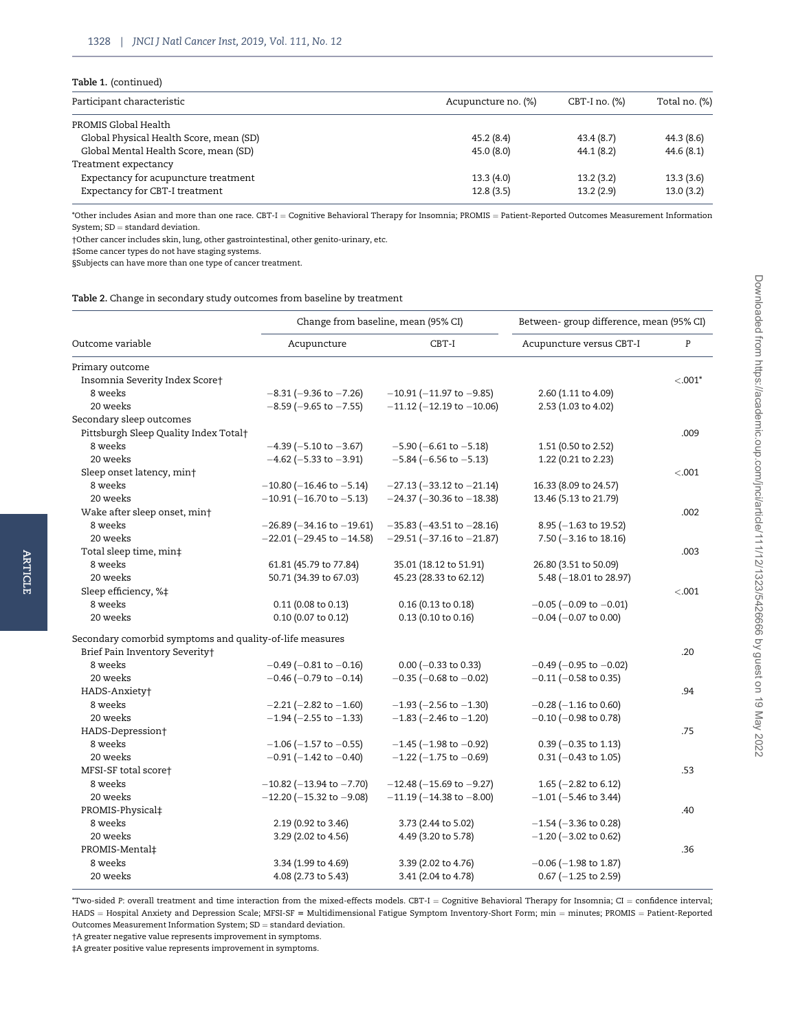Table 1. (continued)

| Participant characteristic | Acupuncture no. (%) | CBT-I no. (%) | Total no. (%) |
|---|---|---|---|
| PROMIS Global Health | | | |
| Global Physical Health Score, mean (SD) | 45.2 (8.4) | 43.4 (8.7) | 44.3 (8.6) |
| Global Mental Health Score, mean (SD) | 45.0 (8.0) | 44.1 (8.2) | 44.6 (8.1) |
| Treatment expectancy | | | |
| Expectancy for acupuncture treatment | 13.3 (4.0) | 13.2 (3.2) | 13.3 (3.6) |
| Expectancy for CBT-I treatment | 12.8 (3.5) | 13.2 (2.9) | 13.0 (3.2) |

*Other includes Asian and more than one race. CBT-I = Cognitive Behavioral Therapy for Insomnia; PROMIS = Patient-Reported Outcomes Measurement Information System; SD = standard deviation.

†Other cancer includes skin, lung, other gastrointestinal, other genito-urinary, etc.

‡Some cancer types do not have staging systems.

§Subjects can have more than one type of cancer treatment.

Table 2. Change in secondary study outcomes from baseline by treatment

| | Change from baseline, mean (95% CI) | | Between- group difference, mean (95% CI) | |
|---|---|---|---|---|
| Outcome variable | Acupuncture | CBT-I | Acupuncture versus CBT-I | P |
| Primary outcome | | | | |
| Insomnia Severity Index Score† | | | | <.001* |
| 8 weeks | −8.31 (−9.36 to −7.26) | −10.91 (−11.97 to −9.85) | 2.60 (1.11 to 4.09) | |
| 20 weeks | −8.59 (−9.65 to −7.55) | −11.12 (−12.19 to −10.06) | 2.53 (1.03 to 4.02) | |
| Secondary sleep outcomes | | | | |
| Pittsburgh Sleep Quality Index Total† | | | | .009 |
| 8 weeks | −4.39 (−5.10 to −3.67) | −5.90 (−6.61 to −5.18) | 1.51 (0.50 to 2.52) | |
| 20 weeks | −4.62 (−5.33 to −3.91) | −5.84 (−6.56 to −5.13) | 1.22 (0.21 to 2.23) | |
| Sleep onset latency, min† | | | | <.001 |
| 8 weeks | −10.80 (−16.46 to −5.14) | −27.13 (−33.12 to −21.14) | 16.33 (8.09 to 24.57) | |
| 20 weeks | −10.91 (−16.70 to −5.13) | −24.37 (−30.36 to −18.38) | 13.46 (5.13 to 21.79) | |
| Wake after sleep onset, min† | | | | .002 |
| 8 weeks | −26.89 (−34.16 to −19.61) | −35.83 (−43.51 to −28.16) | 8.95 (−1.63 to 19.52) | |
| 20 weeks | −22.01 (−29.45 to −14.58) | −29.51 (−37.16 to −21.87) | 7.50 (−3.16 to 18.16) | |
| Total sleep time, min‡ | | | | .003 |
| 8 weeks | 61.81 (45.79 to 77.84) | 35.01 (18.12 to 51.91) | 26.80 (3.51 to 50.09) | |
| 20 weeks | 50.71 (34.39 to 67.03) | 45.23 (28.33 to 62.12) | 5.48 (−18.01 to 28.97) | |
| Sleep efficiency, %‡ | | | | <.001 |
| 8 weeks | 0.11 (0.08 to 0.13) | 0.16 (0.13 to 0.18) | −0.05 (−0.09 to −0.01) | |
| 20 weeks | 0.10 (0.07 to 0.12) | 0.13 (0.10 to 0.16) | −0.04 (−0.07 to 0.00) | |
| Secondary comorbid symptoms and quality-of-life measures | | | | |
| Brief Pain Inventory Severity† | | | | .20 |
| 8 weeks | −0.49 (−0.81 to −0.16) | 0.00 (−0.33 to 0.33) | −0.49 (−0.95 to −0.02) | |
| 20 weeks | −0.46 (−0.79 to −0.14) | −0.35 (−0.68 to −0.02) | −0.11 (−0.58 to 0.35) | |
| HADS-Anxiety† | | | | .94 |
| 8 weeks | −2.21 (−2.82 to −1.60) | −1.93 (−2.56 to −1.30) | −0.28 (−1.16 to 0.60) | |
| 20 weeks | −1.94 (−2.55 to −1.33) | −1.83 (−2.46 to −1.20) | −0.10 (−0.98 to 0.78) | |
| HADS-Depression† | | | | .75 |
| 8 weeks | −1.06 (−1.57 to −0.55) | −1.45 (−1.98 to −0.92) | 0.39 (−0.35 to 1.13) | |
| 20 weeks | −0.91 (−1.42 to −0.40) | −1.22 (−1.75 to −0.69) | 0.31 (−0.43 to 1.05) | |
| MFSI-SF total score† | | | | .53 |
| 8 weeks | −10.82 (−13.94 to −7.70) | −12.48 (−15.69 to −9.27) | 1.65 (−2.82 to 6.12) | |
| 20 weeks | −12.20 (−15.32 to −9.08) | −11.19 (−14.38 to −8.00) | −1.01 (−5.46 to 3.44) | |
| PROMIS-Physical‡ | | | | .40 |
| 8 weeks | 2.19 (0.92 to 3.46) | 3.73 (2.44 to 5.02) | −1.54 (−3.36 to 0.28) | |
| 20 weeks | 3.29 (2.02 to 4.56) | 4.49 (3.20 to 5.78) | −1.20 (−3.02 to 0.62) | |
| PROMIS-Mental‡ | | | | .36 |
| 8 weeks | 3.34 (1.99 to 4.69) | 3.39 (2.02 to 4.76) | −0.06 (−1.98 to 1.87) | |
| 20 weeks | 4.08 (2.73 to 5.43) | 3.41 (2.04 to 4.78) | 0.67 (−1.25 to 2.59) | |

*Two-sided P: overall treatment and time interaction from the mixed-effects models. CBT-I = Cognitive Behavioral Therapy for Insomnia; CI = confidence interval; HADS = Hospital Anxiety and Depression Scale; MFSI-SF = Multidimensional Fatigue Symptom Inventory-Short Form; min = minutes; PROMIS = Patient-Reported Outcomes Measurement Information System; SD = standard deviation.

†A greater negative value represents improvement in symptoms.

‡A greater positive value represents improvement in symptoms.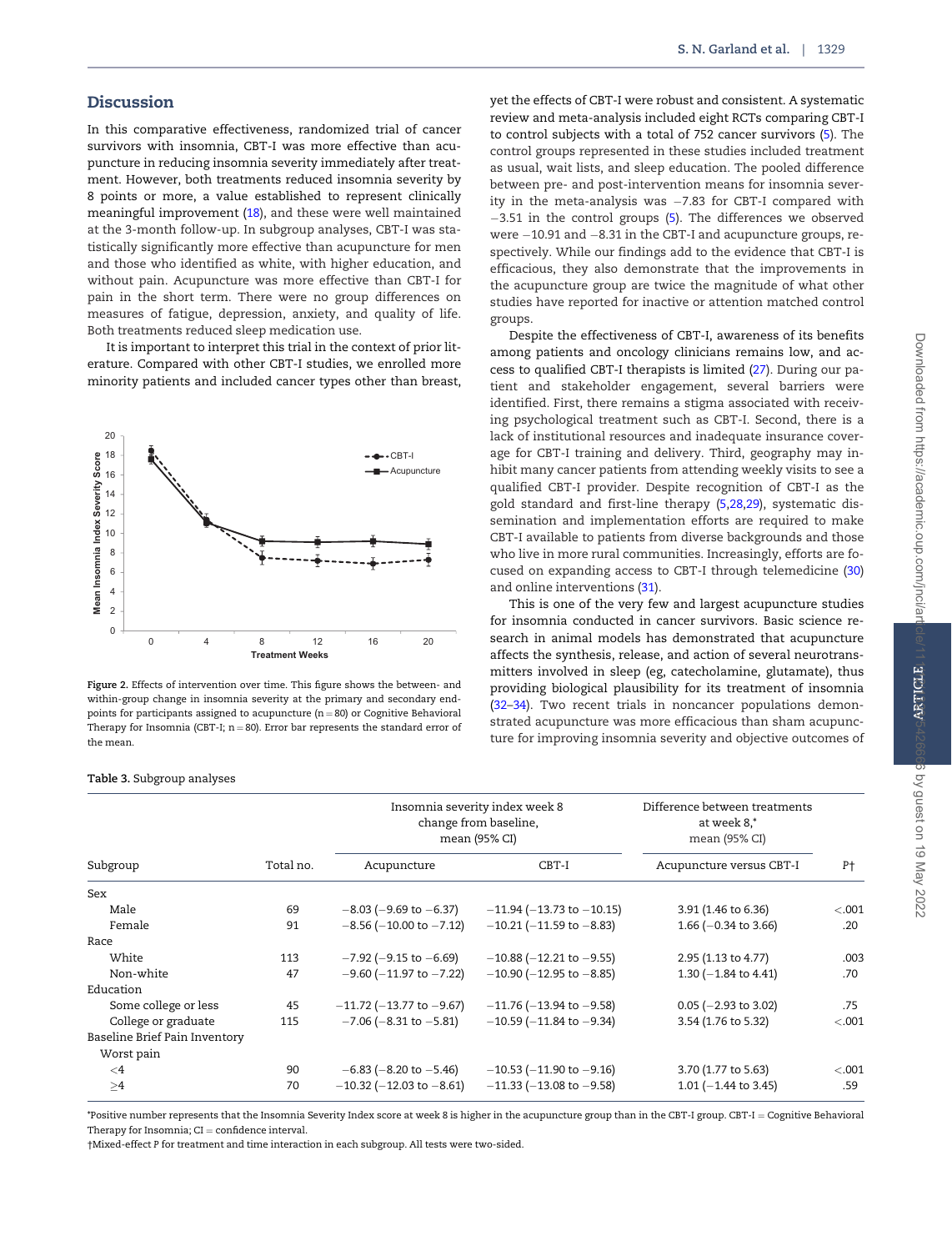## Discussion

In this comparative effectiveness, randomized trial of cancer survivors with insomnia, CBT-I was more effective than acupuncture in reducing insomnia severity immediately after treatment. However, both treatments reduced insomnia severity by 8 points or more, a value established to represent clinically meaningful improvement (18), and these were well maintained at the 3-month follow-up. In subgroup analyses, CBT-I was statistically significantly more effective than acupuncture for men and those who identified as white, with higher education, and without pain. Acupuncture was more effective than CBT-I for pain in the short term. There were no group differences on measures of fatigue, depression, anxiety, and quality of life. Both treatments reduced sleep medication use.

It is important to interpret this trial in the context of prior literature. Compared with other CBT-I studies, we enrolled more minority patients and included cancer types other than breast, yet the effects of CBT-I were robust and consistent. A systematic review and meta-analysis included eight RCTs comparing CBT-I to control subjects with a total of 752 cancer survivors (5). The control groups represented in these studies included treatment as usual, wait lists, and sleep education. The pooled difference between pre- and post-intervention means for insomnia severity in the meta-analysis was −7.83 for CBT-I compared with −3.51 in the control groups (5). The differences we observed were −10.91 and −8.31 in the CBT-I and acupuncture groups, respectively. While our findings add to the evidence that CBT-I is efficacious, they also demonstrate that the improvements in the acupuncture group are twice the magnitude of what other studies have reported for inactive or attention matched control groups.

Despite the effectiveness of CBT-I, awareness of its benefits among patients and oncology clinicians remains low, and access to qualified CBT-I therapists is limited (27). During our patient and stakeholder engagement, several barriers were identified. First, there remains a stigma associated with receiving psychological treatment such as CBT-I. Second, there is a lack of institutional resources and inadequate insurance coverage for CBT-I training and delivery. Third, geography may inhibit many cancer patients from attending weekly visits to see a qualified CBT-I provider. Despite recognition of CBT-I as the gold standard and first-line therapy (5,28,29), systematic dissemination and implementation efforts are required to make CBT-I available to patients from diverse backgrounds and those who live in more rural communities. Increasingly, efforts are focused on expanding access to CBT-I through telemedicine (30) and online interventions (31).

This is one of the very few and largest acupuncture studies for insomnia conducted in cancer survivors. Basic science research in animal models has demonstrated that acupuncture affects the synthesis, release, and action of several neurotransmitters involved in sleep (eg, catecholamine, glutamate), thus providing biological plausibility for its treatment of insomnia (32–34). Two recent trials in noncancer populations demonstrated acupuncture was more efficacious than sham acupuncture for improving insomnia severity and objective outcomes of

Figure 2. Effects of intervention over time. This figure shows the between- and within-group change in insomnia severity at the primary and secondary endpoints for participants assigned to acupuncture (n = 80) or Cognitive Behavioral Therapy for Insomnia (CBT-I; n = 80). Error bar represents the standard error of the mean.

Table 3. Subgroup analyses

| Subgroup | Total no. | Insomnia severity index week 8 change from baseline, mean (95% CI) | | Difference between treatments at week 8,* mean (95% CI) | |
|---|---|---|---|---|---|
| | | Acupuncture | CBT-I | Acupuncture versus CBT-I | P† |
| Sex | | | | | |
| Male | 69 | −8.03 (−9.69 to −6.37) | −11.94 (−13.73 to −10.15) | 3.91 (1.46 to 6.36) | <.001 |
| Female | 91 | −8.56 (−10.00 to −7.12) | −10.21 (−11.59 to −8.83) | 1.66 (−0.34 to 3.66) | .20 |
| Race | | | | | |
| White | 113 | −7.92 (−9.15 to −6.69) | −10.88 (−12.21 to −9.55) | 2.95 (1.13 to 4.77) | .003 |
| Non-white | 47 | −9.60 (−11.97 to −7.22) | −10.90 (−12.95 to −8.85) | 1.30 (−1.84 to 4.41) | .70 |
| Education | | | | | |
| Some college or less | 45 | −11.72 (−13.77 to −9.67) | −11.76 (−13.94 to −9.58) | 0.05 (−2.93 to 3.02) | .75 |
| College or graduate | 115 | −7.06 (−8.31 to −5.81) | −10.59 (−11.84 to −9.34) | 3.54 (1.76 to 5.32) | <.001 |
| Baseline Brief Pain Inventory | | | | | |
| Worst pain | | | | | |
| <4 | 90 | −6.83 (−8.20 to −5.46) | −10.53 (−11.90 to −9.16) | 3.70 (1.77 to 5.63) | <.001 |
| ≥4 | 70 | −10.32 (−12.03 to −8.61) | −11.33 (−13.08 to −9.58) | 1.01 (−1.44 to 3.45) | .59 |

*Positive number represents that the Insomnia Severity Index score at week 8 is higher in the acupuncture group than in the CBT-I group. CBT-I = Cognitive Behavioral Therapy for Insomnia; CI = confidence interval.

†Mixed-effect P for treatment and time interaction in each subgroup. All tests were two-sided.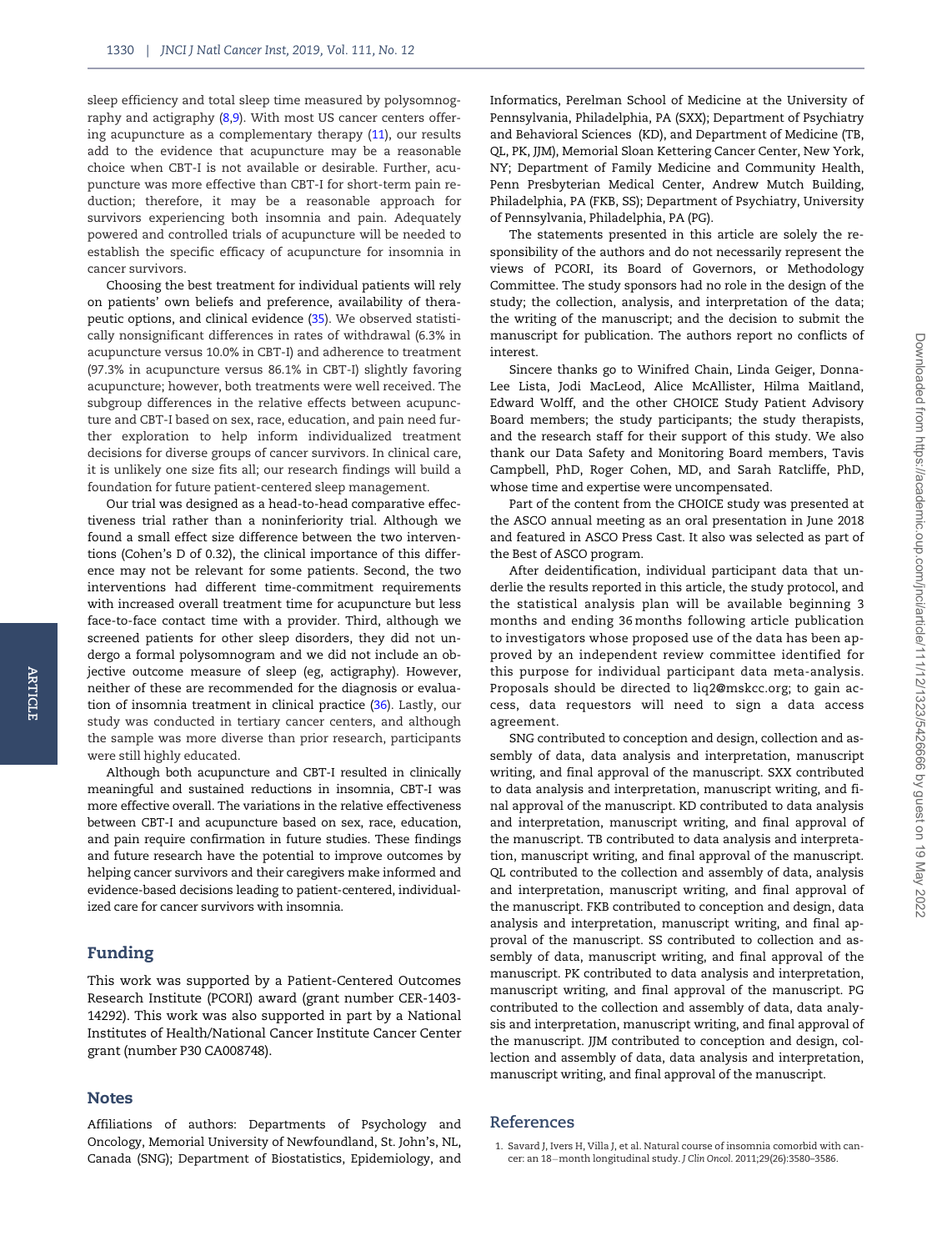sleep efficiency and total sleep time measured by polysomnography and actigraphy (8,9). With most US cancer centers offering acupuncture as a complementary therapy (11), our results add to the evidence that acupuncture may be a reasonable choice when CBT-I is not available or desirable. Further, acupuncture was more effective than CBT-I for short-term pain reduction; therefore, it may be a reasonable approach for survivors experiencing both insomnia and pain. Adequately powered and controlled trials of acupuncture will be needed to establish the specific efficacy of acupuncture for insomnia in cancer survivors.

Choosing the best treatment for individual patients will rely on patients' own beliefs and preference, availability of therapeutic options, and clinical evidence (35). We observed statistically nonsignificant differences in rates of withdrawal (6.3% in acupuncture versus 10.0% in CBT-I) and adherence to treatment (97.3% in acupuncture versus 86.1% in CBT-I) slightly favoring acupuncture; however, both treatments were well received. The subgroup differences in the relative effects between acupuncture and CBT-I based on sex, race, education, and pain need further exploration to help inform individualized treatment decisions for diverse groups of cancer survivors. In clinical care, it is unlikely one size fits all; our research findings will build a foundation for future patient-centered sleep management.

Our trial was designed as a head-to-head comparative effectiveness trial rather than a noninferiority trial. Although we found a small effect size difference between the two interventions (Cohen's D of 0.32), the clinical importance of this difference may not be relevant for some patients. Second, the two interventions had different time-commitment requirements with increased overall treatment time for acupuncture but less face-to-face contact time with a provider. Third, although we screened patients for other sleep disorders, they did not undergo a formal polysomnogram and we did not include an objective outcome measure of sleep (eg, actigraphy). However, neither of these are recommended for the diagnosis or evaluation of insomnia treatment in clinical practice (36). Lastly, our study was conducted in tertiary cancer centers, and although the sample was more diverse than prior research, participants were still highly educated.

Although both acupuncture and CBT-I resulted in clinically meaningful and sustained reductions in insomnia, CBT-I was more effective overall. The variations in the relative effectiveness between CBT-I and acupuncture based on sex, race, education, and pain require confirmation in future studies. These findings and future research have the potential to improve outcomes by helping cancer survivors and their caregivers make informed and evidence-based decisions leading to patient-centered, individualized care for cancer survivors with insomnia.

## Funding

This work was supported by a Patient-Centered Outcomes Research Institute (PCORI) award (grant number CER-1403-14292). This work was also supported in part by a National Institutes of Health/National Cancer Institute Cancer Center grant (number P30 CA008748).

## Notes

Affiliations of authors: Departments of Psychology and Oncology, Memorial University of Newfoundland, St. John's, NL, Canada (SNG); Department of Biostatistics, Epidemiology, and Informatics, Perelman School of Medicine at the University of Pennsylvania, Philadelphia, PA (SXX); Department of Psychiatry and Behavioral Sciences (KD), and Department of Medicine (TB, QL, PK, JJM), Memorial Sloan Kettering Cancer Center, New York, NY; Department of Family Medicine and Community Health, Penn Presbyterian Medical Center, Andrew Mutch Building, Philadelphia, PA (FKB, SS); Department of Psychiatry, University of Pennsylvania, Philadelphia, PA (PG).

The statements presented in this article are solely the responsibility of the authors and do not necessarily represent the views of PCORI, its Board of Governors, or Methodology Committee. The study sponsors had no role in the design of the study; the collection, analysis, and interpretation of the data; the writing of the manuscript; and the decision to submit the manuscript for publication. The authors report no conflicts of interest.

Sincere thanks go to Winifred Chain, Linda Geiger, Donna-Lee Lista, Jodi MacLeod, Alice McAllister, Hilma Maitland, Edward Wolff, and the other CHOICE Study Patient Advisory Board members; the study participants; the study therapists, and the research staff for their support of this study. We also thank our Data Safety and Monitoring Board members, Tavis Campbell, PhD, Roger Cohen, MD, and Sarah Ratcliffe, PhD, whose time and expertise were uncompensated.

Part of the content from the CHOICE study was presented at the ASCO annual meeting as an oral presentation in June 2018 and featured in ASCO Press Cast. It also was selected as part of the Best of ASCO program.

After deidentification, individual participant data that underlie the results reported in this article, the study protocol, and the statistical analysis plan will be available beginning 3 months and ending 36 months following article publication to investigators whose proposed use of the data has been approved by an independent review committee identified for this purpose for individual participant data meta-analysis. Proposals should be directed to liq2@mskcc.org; to gain access, data requestors will need to sign a data access agreement.

SNG contributed to conception and design, collection and assembly of data, data analysis and interpretation, manuscript writing, and final approval of the manuscript. SXX contributed to data analysis and interpretation, manuscript writing, and final approval of the manuscript. KD contributed to data analysis and interpretation, manuscript writing, and final approval of the manuscript. TB contributed to data analysis and interpretation, manuscript writing, and final approval of the manuscript. QL contributed to the collection and assembly of data, analysis and interpretation, manuscript writing, and final approval of the manuscript. FKB contributed to conception and design, data analysis and interpretation, manuscript writing, and final approval of the manuscript. SS contributed to collection and assembly of data, manuscript writing, and final approval of the manuscript. PK contributed to data analysis and interpretation, manuscript writing, and final approval of the manuscript. PG contributed to the collection and assembly of data, data analysis and interpretation, manuscript writing, and final approval of the manuscript. JJM contributed to conception and design, collection and assembly of data, data analysis and interpretation, manuscript writing, and final approval of the manuscript.

## References

1. Savard J, Ivers H, Villa J, et al. Natural course of insomnia comorbid with cancer: an 18-month longitudinal study. *J Clin Oncol*. 2011;29(26):3580–3586.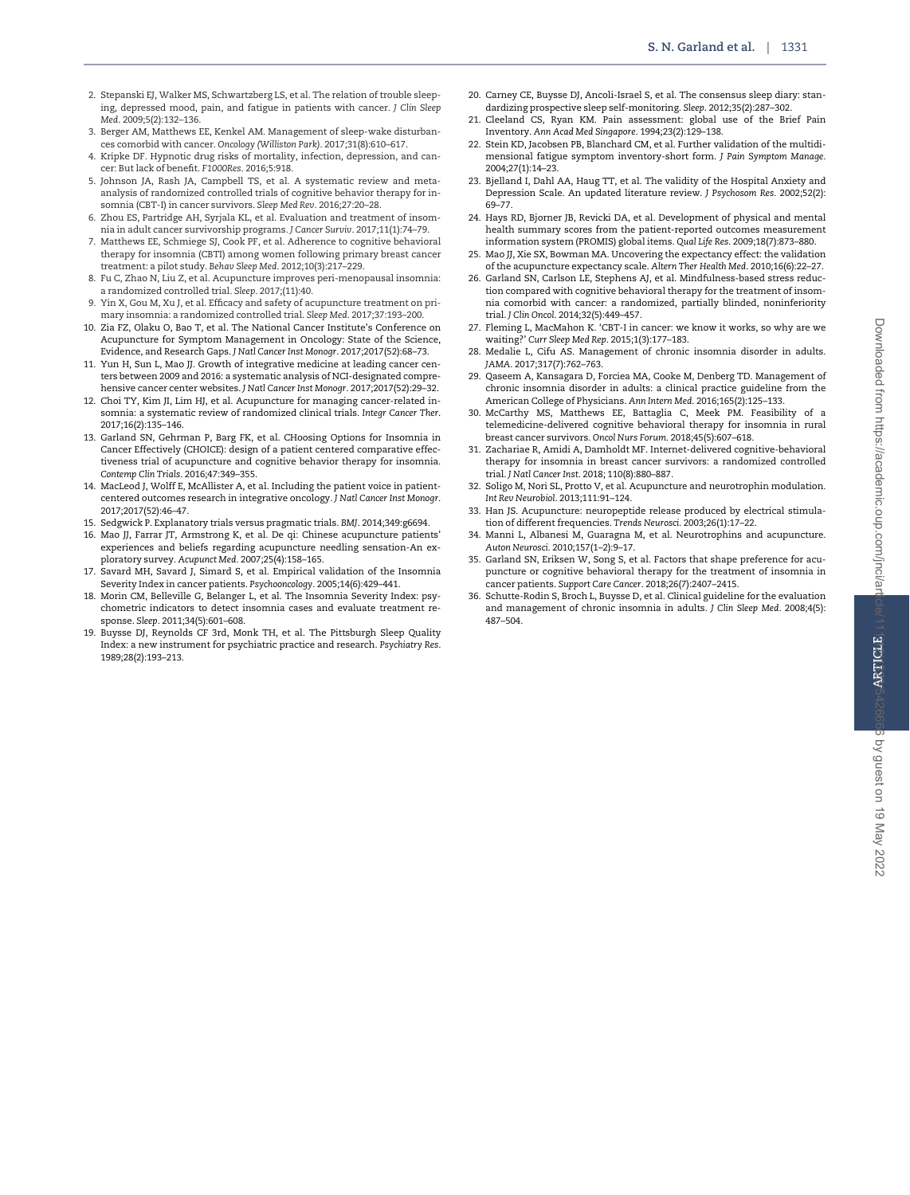2. Stepanski EJ, Walker MS, Schwartzberg LS, et al. The relation of trouble sleeping, depressed mood, pain, and fatigue in patients with cancer. *J Clin Sleep Med*. 2009;5(2):132–136.
3. Berger AM, Matthews EE, Kenkel AM. Management of sleep-wake disturbances comorbid with cancer. *Oncology (Williston Park)*. 2017;31(8):610–617.
4. Kripke DF. Hypnotic drug risks of mortality, infection, depression, and cancer: But lack of benefit. *F1000Res*. 2016;5:918.
5. Johnson JA, Rash JA, Campbell TS, et al. A systematic review and meta-analysis of randomized controlled trials of cognitive behavior therapy for insomnia (CBT-I) in cancer survivors. *Sleep Med Rev*. 2016;27:20–28.
6. Zhou ES, Partridge AH, Syrjala KL, et al. Evaluation and treatment of insomnia in adult cancer survivorship programs. *J Cancer Surviv*. 2017;11(1):74–79.
7. Matthews EE, Schmiege SJ, Cook PF, et al. Adherence to cognitive behavioral therapy for insomnia (CBTI) among women following primary breast cancer treatment: a pilot study. *Behav Sleep Med*. 2012;10(3):217–229.
8. Fu C, Zhao N, Liu Z, et al. Acupuncture improves peri-menopausal insomnia: a randomized controlled trial. *Sleep*. 2017;(11):40.
9. Yin X, Gou M, Xu J, et al. Efficacy and safety of acupuncture treatment on primary insomnia: a randomized controlled trial. *Sleep Med*. 2017;37:193–200.
10. Zia FZ, Olaku O, Bao T, et al. The National Cancer Institute's Conference on Acupuncture for Symptom Management in Oncology: State of the Science, Evidence, and Research Gaps. *J Natl Cancer Inst Monogr*. 2017;2017(52):68–73.
11. Yun H, Sun L, Mao JJ. Growth of integrative medicine at leading cancer centers between 2009 and 2016: a systematic analysis of NCI-designated comprehensive cancer center websites. *J Natl Cancer Inst Monogr*. 2017;2017(52):29–32.
12. Choi TY, Kim JI, Lim HJ, et al. Acupuncture for managing cancer-related insomnia: a systematic review of randomized clinical trials. *Integr Cancer Ther*. 2017;16(2):135–146.
13. Garland SN, Gehrman P, Barg FK, et al. CHoosing Options for Insomnia in Cancer Effectively (CHOICE): design of a patient centered comparative effectiveness trial of acupuncture and cognitive behavior therapy for insomnia. *Contemp Clin Trials*. 2016;47:349–355.
14. MacLeod J, Wolff E, McAllister A, et al. Including the patient voice in patient-centered outcomes research in integrative oncology. *J Natl Cancer Inst Monogr*. 2017;2017(52):46–47.
15. Sedgwick P. Explanatory trials versus pragmatic trials. *BMJ*. 2014;349:g6694.
16. Mao JJ, Farrar JT, Armstrong K, et al. De qi: Chinese acupuncture patients' experiences and beliefs regarding acupuncture needling sensation-An exploratory survey. *Acupunct Med*. 2007;25(4):158–165.
17. Savard MH, Savard J, Simard S, et al. Empirical validation of the Insomnia Severity Index in cancer patients. *Psychooncology*. 2005;14(6):429–441.
18. Morin CM, Belleville G, Belanger L, et al. The Insomnia Severity Index: psychometric indicators to detect insomnia cases and evaluate treatment response. *Sleep*. 2011;34(5):601–608.
19. Buysse DJ, Reynolds CF 3rd, Monk TH, et al. The Pittsburgh Sleep Quality Index: a new instrument for psychiatric practice and research. *Psychiatry Res*. 1989;28(2):193–213.
20. Carney CE, Buysse DJ, Ancoli-Israel S, et al. The consensus sleep diary: standardizing prospective sleep self-monitoring. *Sleep*. 2012;35(2):287–302.
21. Cleeland CS, Ryan KM. Pain assessment: global use of the Brief Pain Inventory. *Ann Acad Med Singapore*. 1994;23(2):129–138.
22. Stein KD, Jacobsen PB, Blanchard CM, et al. Further validation of the multidimensional fatigue symptom inventory-short form. *J Pain Symptom Manage*. 2004;27(1):14–23.
23. Bjelland I, Dahl AA, Haug TT, et al. The validity of the Hospital Anxiety and Depression Scale. An updated literature review. *J Psychosom Res*. 2002;52(2):69–77.
24. Hays RD, Bjorner JB, Revicki DA, et al. Development of physical and mental health summary scores from the patient-reported outcomes measurement information system (PROMIS) global items. *Qual Life Res*. 2009;18(7):873–880.
25. Mao JJ, Xie SX, Bowman MA. Uncovering the expectancy effect: the validation of the acupuncture expectancy scale. *Altern Ther Health Med*. 2010;16(6):22–27.
26. Garland SN, Carlson LE, Stephens AJ, et al. Mindfulness-based stress reduction compared with cognitive behavioral therapy for the treatment of insomnia comorbid with cancer: a randomized, partially blinded, noninferiority trial. *J Clin Oncol*. 2014;32(5):449–457.
27. Fleming L, MacMahon K. 'CBT-I in cancer: we know it works, so why are we waiting?' *Curr Sleep Med Rep*. 2015;1(3):177–183.
28. Medalie L, Cifu AS. Management of chronic insomnia disorder in adults. *JAMA*. 2017;317(7):762–763.
29. Qaseem A, Kansagara D, Forciea MA, Cooke M, Denberg TD. Management of chronic insomnia disorder in adults: a clinical practice guideline from the American College of Physicians. *Ann Intern Med*. 2016;165(2):125–133.
30. McCarthy MS, Matthews EE, Battaglia C, Meek PM. Feasibility of a telemedicine-delivered cognitive behavioral therapy for insomnia in rural breast cancer survivors. *Oncol Nurs Forum*. 2018;45(5):607–618.
31. Zachariae R, Amidi A, Damholdt MF. Internet-delivered cognitive-behavioral therapy for insomnia in breast cancer survivors: a randomized controlled trial. *J Natl Cancer Inst*. 2018; 110(8):880–887.
32. Soligo M, Nori SL, Protto V, et al. Acupuncture and neurotrophin modulation. *Int Rev Neurobiol*. 2013;111:91–124.
33. Han JS. Acupuncture: neuropeptide release produced by electrical stimulation of different frequencies. *Trends Neurosci*. 2003;26(1):17–22.
34. Manni L, Albanesi M, Guaragna M, et al. Neurotrophins and acupuncture. *Auton Neurosci*. 2010;157(1–2):9–17.
35. Garland SN, Eriksen W, Song S, et al. Factors that shape preference for acupuncture or cognitive behavioral therapy for the treatment of insomnia in cancer patients. *Support Care Cancer*. 2018;26(7):2407–2415.
36. Schutte-Rodin S, Broch L, Buysse D, et al. Clinical guideline for the evaluation and management of chronic insomnia in adults. *J Clin Sleep Med*. 2008;4(5):487–504.